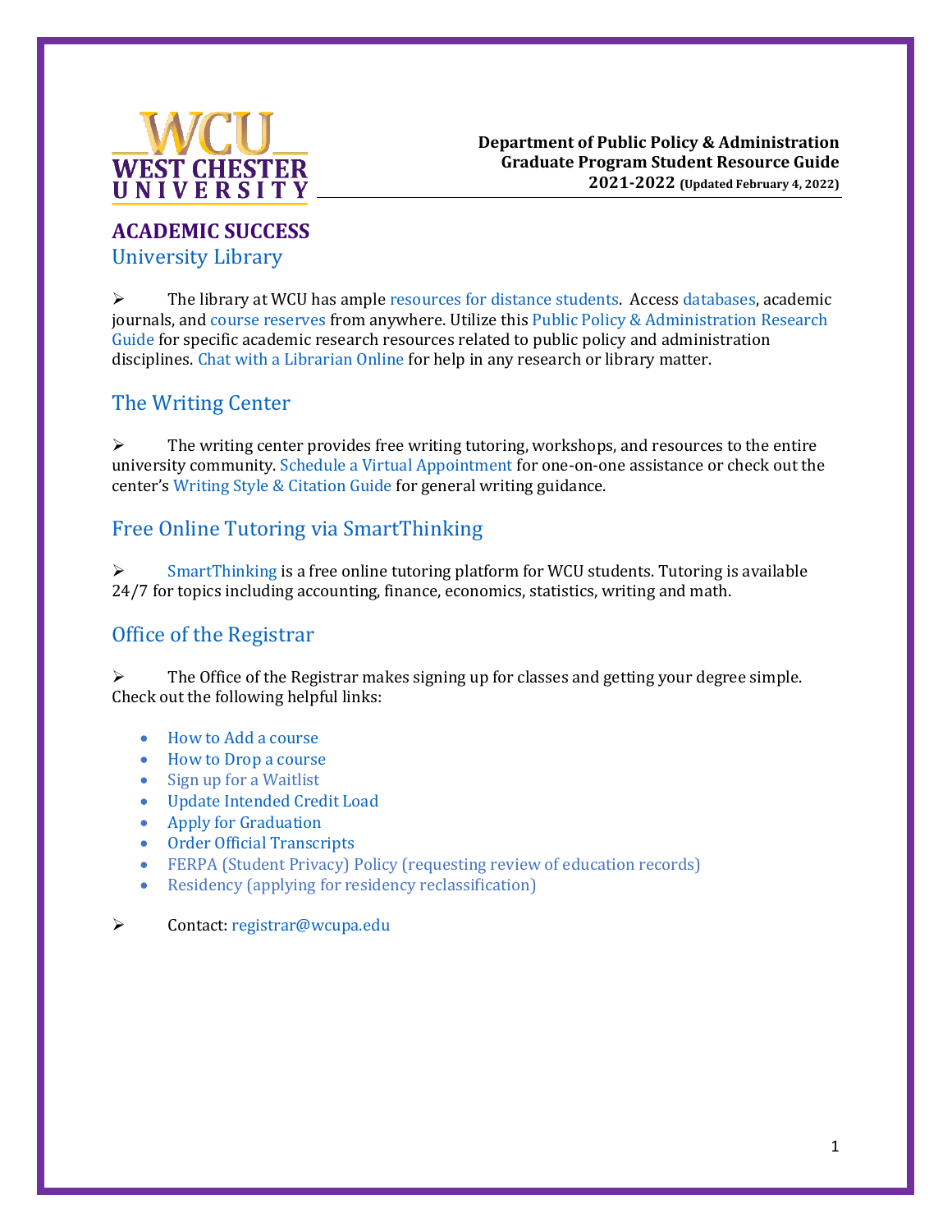**Department of Public Policy & Administration**
**Graduate Program Student Resource Guide**
**2021-2022 (Updated February 4, 2022)**

# ACADEMIC SUCCESS

## University Library

- The library at WCU has ample resources for distance students. Access databases, academic journals, and course reserves from anywhere. Utilize this Public Policy & Administration Research Guide for specific academic research resources related to public policy and administration disciplines. Chat with a Librarian Online for help in any research or library matter.

## The Writing Center

- The writing center provides free writing tutoring, workshops, and resources to the entire university community. Schedule a Virtual Appointment for one-on-one assistance or check out the center's Writing Style & Citation Guide for general writing guidance.

## Free Online Tutoring via SmartThinking

- SmartThinking is a free online tutoring platform for WCU students. Tutoring is available 24/7 for topics including accounting, finance, economics, statistics, writing and math.

## Office of the Registrar

- The Office of the Registrar makes signing up for classes and getting your degree simple. Check out the following helpful links:
  - How to Add a course
  - How to Drop a course
  - Sign up for a Waitlist
  - Update Intended Credit Load
  - Apply for Graduation
  - Order Official Transcripts
  - FERPA (Student Privacy) Policy (requesting review of education records)
  - Residency (applying for residency reclassification)
- Contact: registrar@wcupa.edu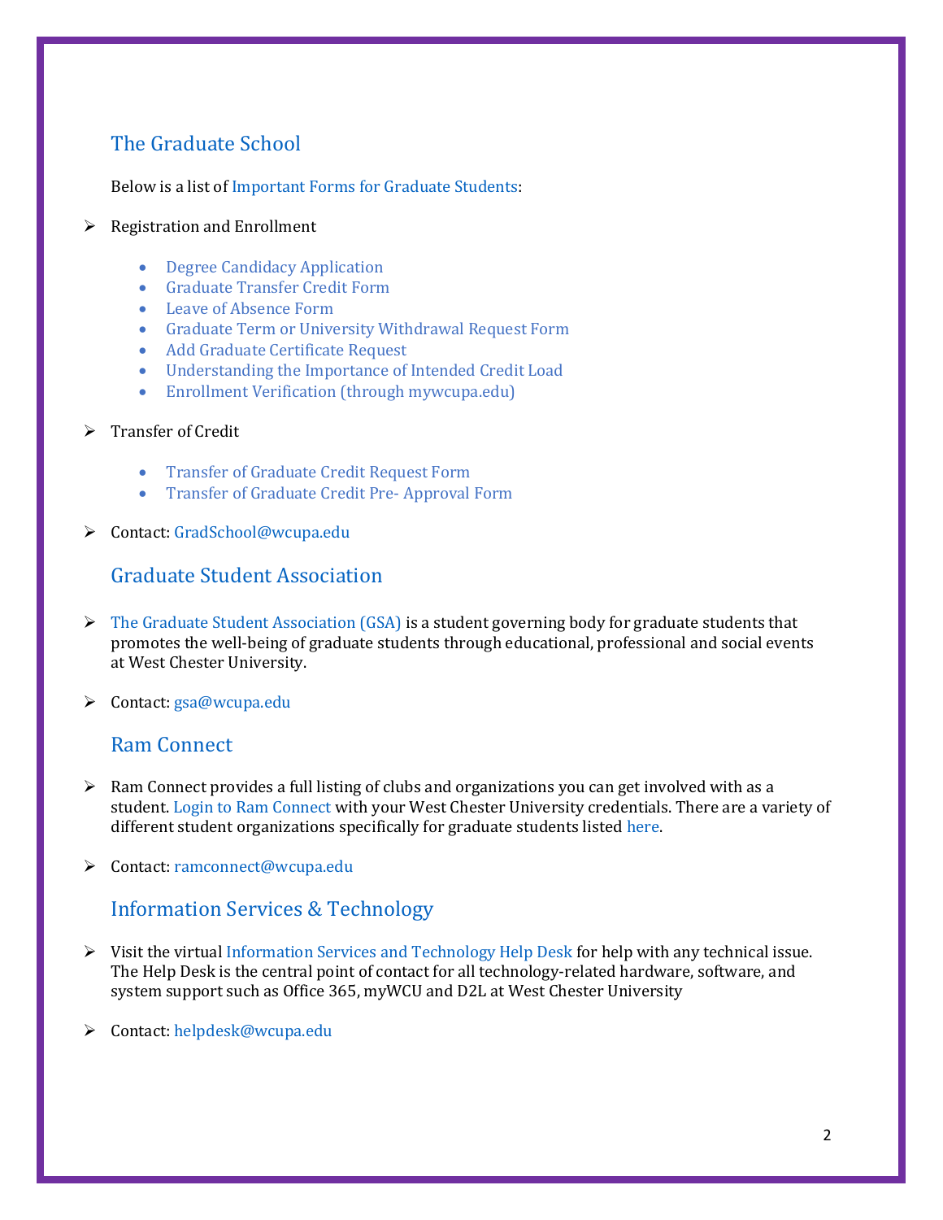## The Graduate School

Below is a list of Important Forms for Graduate Students:

- Registration and Enrollment
  - Degree Candidacy Application
  - Graduate Transfer Credit Form
  - Leave of Absence Form
  - Graduate Term or University Withdrawal Request Form
  - Add Graduate Certificate Request
  - Understanding the Importance of Intended Credit Load
  - Enrollment Verification (through mywcupa.edu)
- Transfer of Credit
  - Transfer of Graduate Credit Request Form
  - Transfer of Graduate Credit Pre- Approval Form
- Contact: GradSchool@wcupa.edu

## Graduate Student Association

- The Graduate Student Association (GSA) is a student governing body for graduate students that promotes the well-being of graduate students through educational, professional and social events at West Chester University.
- Contact: gsa@wcupa.edu

## Ram Connect

- Ram Connect provides a full listing of clubs and organizations you can get involved with as a student. Login to Ram Connect with your West Chester University credentials. There are a variety of different student organizations specifically for graduate students listed here.
- Contact: ramconnect@wcupa.edu

## Information Services & Technology

- Visit the virtual Information Services and Technology Help Desk for help with any technical issue. The Help Desk is the central point of contact for all technology-related hardware, software, and system support such as Office 365, myWCU and D2L at West Chester University
- Contact: helpdesk@wcupa.edu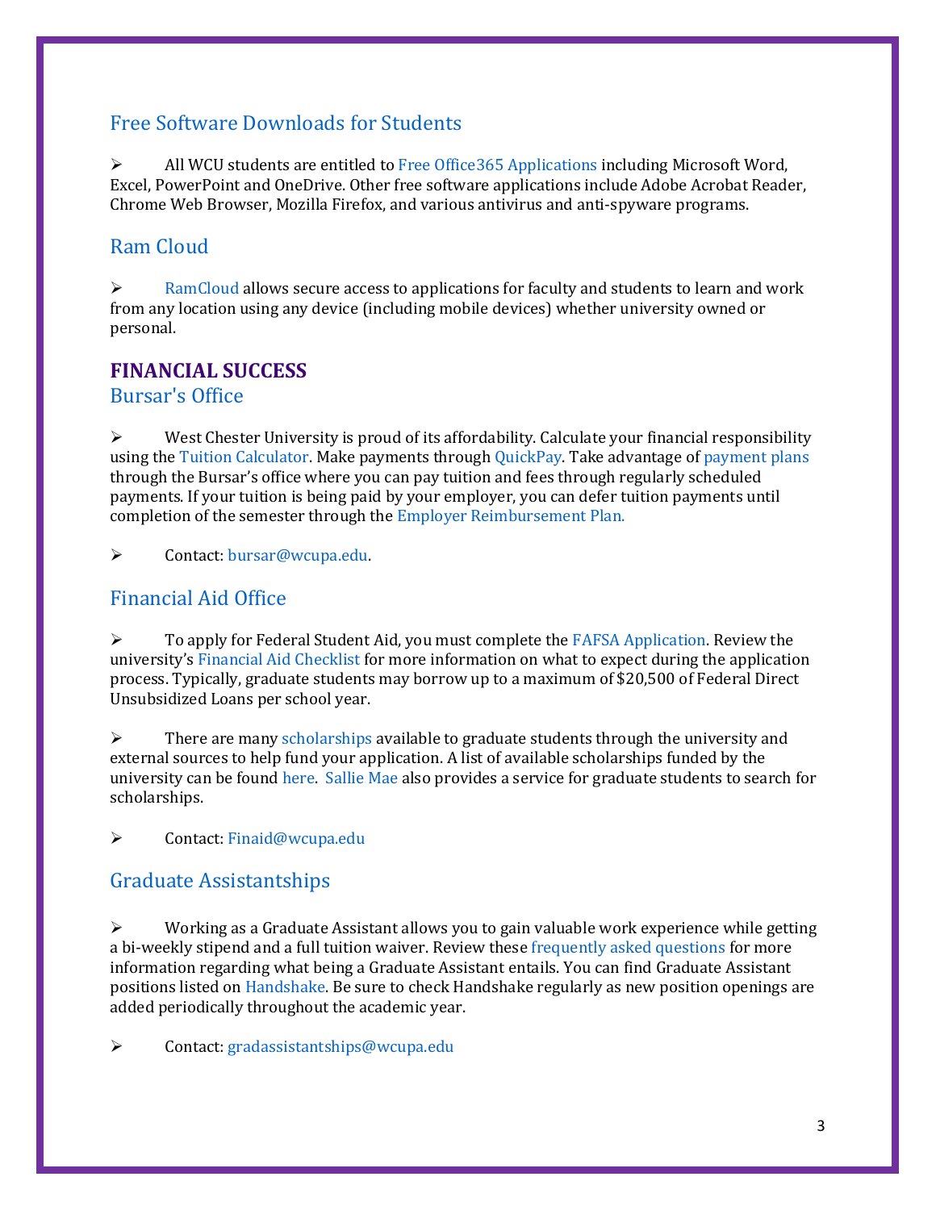## Free Software Downloads for Students

- All WCU students are entitled to Free Office365 Applications including Microsoft Word, Excel, PowerPoint and OneDrive. Other free software applications include Adobe Acrobat Reader, Chrome Web Browser, Mozilla Firefox, and various antivirus and anti-spyware programs.

## Ram Cloud

- RamCloud allows secure access to applications for faculty and students to learn and work from any location using any device (including mobile devices) whether university owned or personal.

# FINANCIAL SUCCESS

## Bursar's Office

- West Chester University is proud of its affordability. Calculate your financial responsibility using the Tuition Calculator. Make payments through QuickPay. Take advantage of payment plans through the Bursar's office where you can pay tuition and fees through regularly scheduled payments. If your tuition is being paid by your employer, you can defer tuition payments until completion of the semester through the Employer Reimbursement Plan.

- Contact: bursar@wcupa.edu.

## Financial Aid Office

- To apply for Federal Student Aid, you must complete the FAFSA Application. Review the university's Financial Aid Checklist for more information on what to expect during the application process. Typically, graduate students may borrow up to a maximum of $20,500 of Federal Direct Unsubsidized Loans per school year.

- There are many scholarships available to graduate students through the university and external sources to help fund your application. A list of available scholarships funded by the university can be found here. Sallie Mae also provides a service for graduate students to search for scholarships.

- Contact: Finaid@wcupa.edu

## Graduate Assistantships

- Working as a Graduate Assistant allows you to gain valuable work experience while getting a bi-weekly stipend and a full tuition waiver. Review these frequently asked questions for more information regarding what being a Graduate Assistant entails. You can find Graduate Assistant positions listed on Handshake. Be sure to check Handshake regularly as new position openings are added periodically throughout the academic year.

- Contact: gradassistantships@wcupa.edu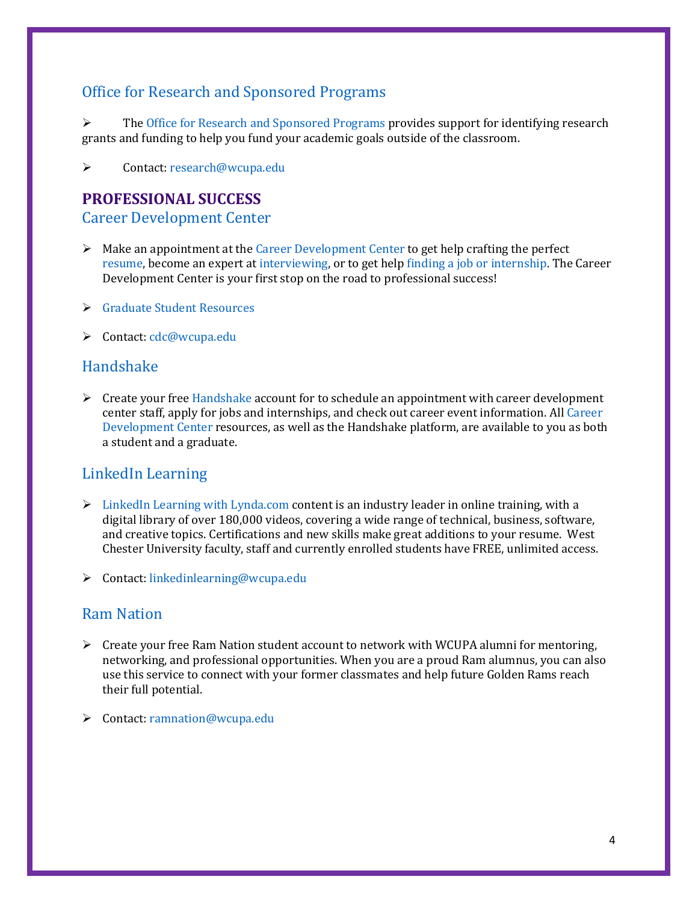## Office for Research and Sponsored Programs

- The Office for Research and Sponsored Programs provides support for identifying research grants and funding to help you fund your academic goals outside of the classroom.

- Contact: research@wcupa.edu

# PROFESSIONAL SUCCESS

## Career Development Center

- Make an appointment at the Career Development Center to get help crafting the perfect resume, become an expert at interviewing, or to get help finding a job or internship. The Career Development Center is your first stop on the road to professional success!

- Graduate Student Resources

- Contact: cdc@wcupa.edu

## Handshake

- Create your free Handshake account for to schedule an appointment with career development center staff, apply for jobs and internships, and check out career event information. All Career Development Center resources, as well as the Handshake platform, are available to you as both a student and a graduate.

## LinkedIn Learning

- LinkedIn Learning with Lynda.com content is an industry leader in online training, with a digital library of over 180,000 videos, covering a wide range of technical, business, software, and creative topics. Certifications and new skills make great additions to your resume. West Chester University faculty, staff and currently enrolled students have FREE, unlimited access.

- Contact: linkedinlearning@wcupa.edu

## Ram Nation

- Create your free Ram Nation student account to network with WCUPA alumni for mentoring, networking, and professional opportunities. When you are a proud Ram alumnus, you can also use this service to connect with your former classmates and help future Golden Rams reach their full potential.

- Contact: ramnation@wcupa.edu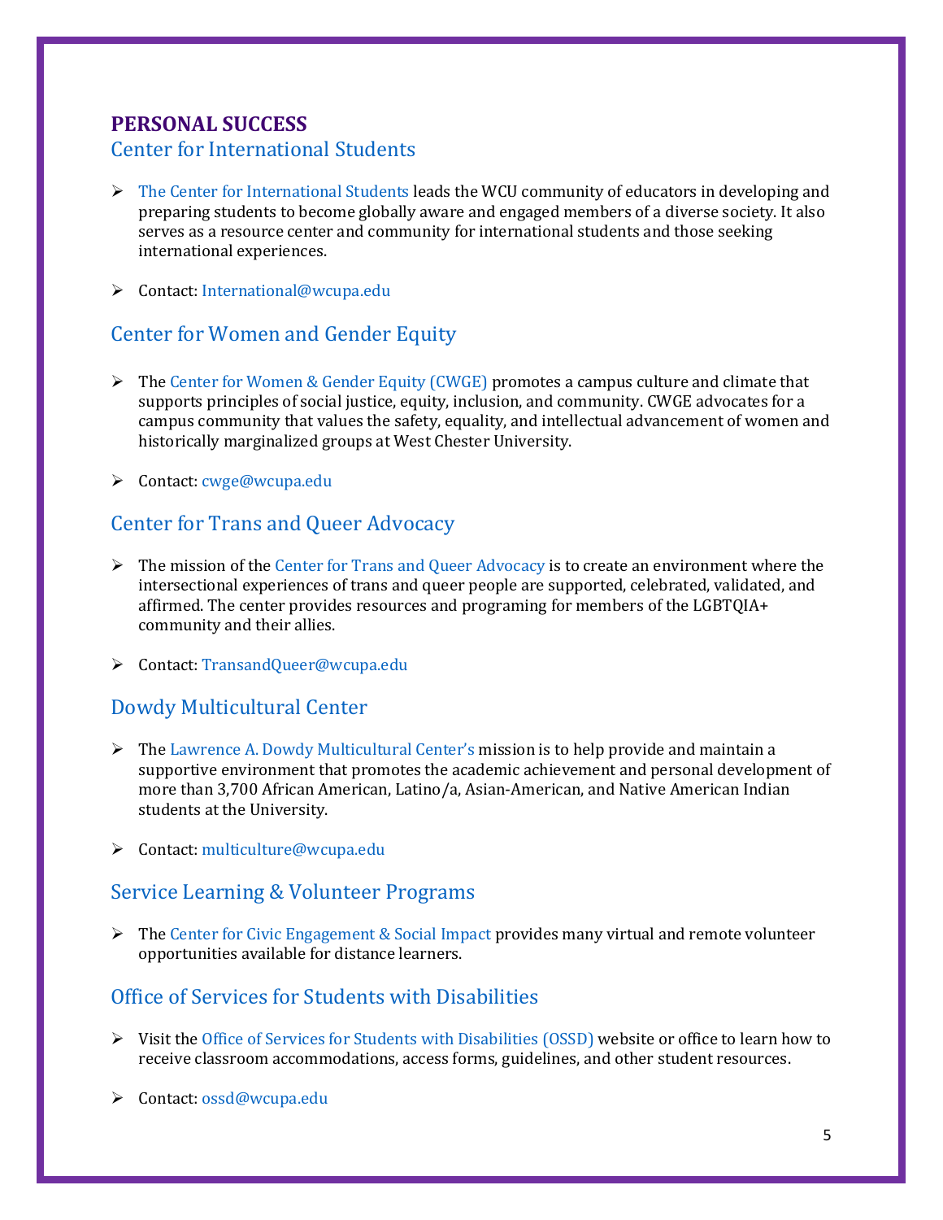# PERSONAL SUCCESS

## Center for International Students

- The Center for International Students leads the WCU community of educators in developing and preparing students to become globally aware and engaged members of a diverse society. It also serves as a resource center and community for international students and those seeking international experiences.

- Contact: International@wcupa.edu

## Center for Women and Gender Equity

- The Center for Women & Gender Equity (CWGE) promotes a campus culture and climate that supports principles of social justice, equity, inclusion, and community. CWGE advocates for a campus community that values the safety, equality, and intellectual advancement of women and historically marginalized groups at West Chester University.

- Contact: cwge@wcupa.edu

## Center for Trans and Queer Advocacy

- The mission of the Center for Trans and Queer Advocacy is to create an environment where the intersectional experiences of trans and queer people are supported, celebrated, validated, and affirmed. The center provides resources and programing for members of the LGBTQIA+ community and their allies.

- Contact: TransandQueer@wcupa.edu

## Dowdy Multicultural Center

- The Lawrence A. Dowdy Multicultural Center's mission is to help provide and maintain a supportive environment that promotes the academic achievement and personal development of more than 3,700 African American, Latino/a, Asian-American, and Native American Indian students at the University.

- Contact: multiculture@wcupa.edu

## Service Learning & Volunteer Programs

- The Center for Civic Engagement & Social Impact provides many virtual and remote volunteer opportunities available for distance learners.

## Office of Services for Students with Disabilities

- Visit the Office of Services for Students with Disabilities (OSSD) website or office to learn how to receive classroom accommodations, access forms, guidelines, and other student resources.

- Contact: ossd@wcupa.edu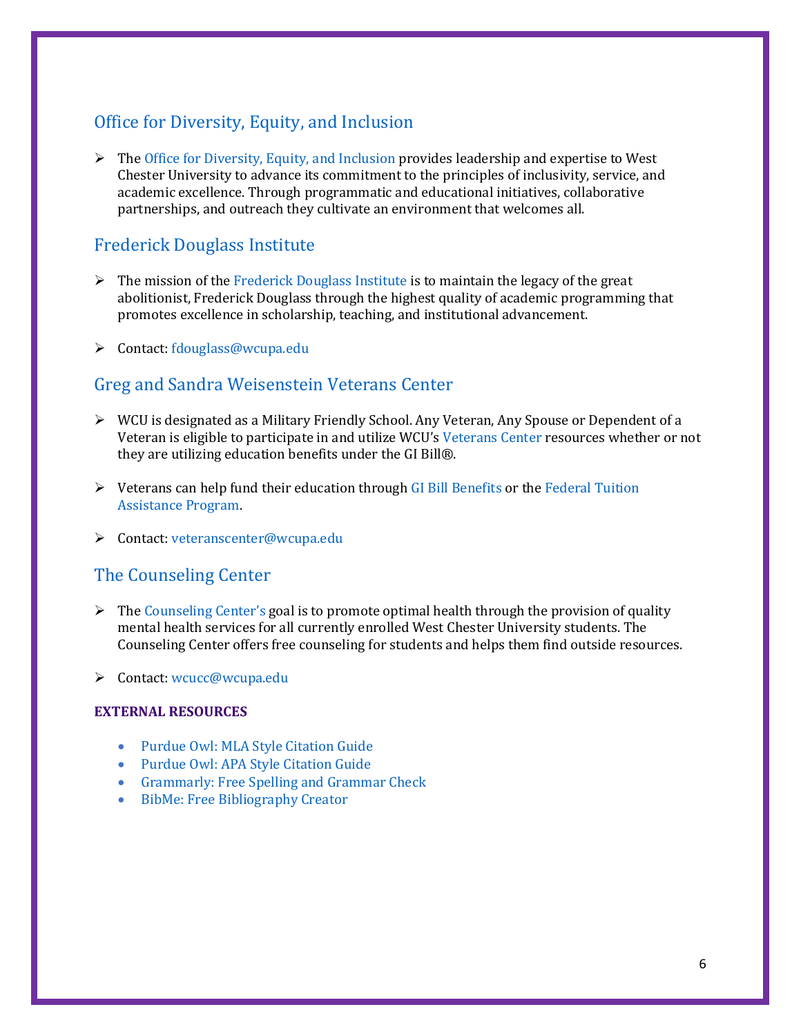## Office for Diversity, Equity, and Inclusion

- The Office for Diversity, Equity, and Inclusion provides leadership and expertise to West Chester University to advance its commitment to the principles of inclusivity, service, and academic excellence. Through programmatic and educational initiatives, collaborative partnerships, and outreach they cultivate an environment that welcomes all.

## Frederick Douglass Institute

- The mission of the Frederick Douglass Institute is to maintain the legacy of the great abolitionist, Frederick Douglass through the highest quality of academic programming that promotes excellence in scholarship, teaching, and institutional advancement.

- Contact: fdouglass@wcupa.edu

## Greg and Sandra Weisenstein Veterans Center

- WCU is designated as a Military Friendly School. Any Veteran, Any Spouse or Dependent of a Veteran is eligible to participate in and utilize WCU's Veterans Center resources whether or not they are utilizing education benefits under the GI Bill®.

- Veterans can help fund their education through GI Bill Benefits or the Federal Tuition Assistance Program.

- Contact: veteranscenter@wcupa.edu

## The Counseling Center

- The Counseling Center's goal is to promote optimal health through the provision of quality mental health services for all currently enrolled West Chester University students. The Counseling Center offers free counseling for students and helps them find outside resources.

- Contact: wcucc@wcupa.edu

**EXTERNAL RESOURCES**

- Purdue Owl: MLA Style Citation Guide
- Purdue Owl: APA Style Citation Guide
- Grammarly: Free Spelling and Grammar Check
- BibMe: Free Bibliography Creator